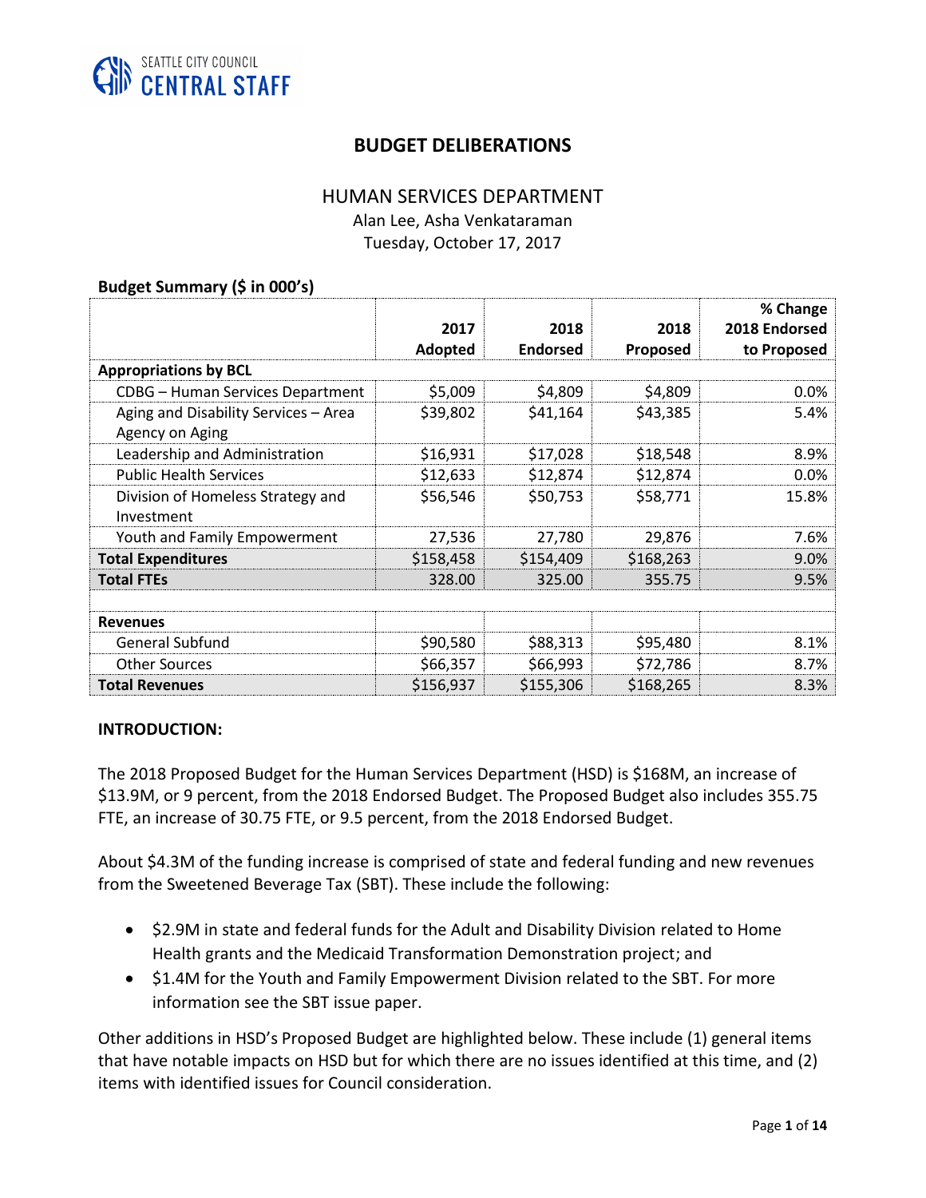SEATTLE CITY COUNCIL
CENTRAL STAFF

# BUDGET DELIBERATIONS

## HUMAN SERVICES DEPARTMENT

Alan Lee, Asha Venkataraman
Tuesday, October 17, 2017

**Budget Summary ($ in 000's)**

| | 2017 Adopted | 2018 Endorsed | 2018 Proposed | % Change 2018 Endorsed to Proposed |
|---|---|---|---|---|
| **Appropriations by BCL** | | | | |
| CDBG – Human Services Department | $5,009 | $4,809 | $4,809 | 0.0% |
| Aging and Disability Services – Area Agency on Aging | $39,802 | $41,164 | $43,385 | 5.4% |
| Leadership and Administration | $16,931 | $17,028 | $18,548 | 8.9% |
| Public Health Services | $12,633 | $12,874 | $12,874 | 0.0% |
| Division of Homeless Strategy and Investment | $56,546 | $50,753 | $58,771 | 15.8% |
| Youth and Family Empowerment | 27,536 | 27,780 | 29,876 | 7.6% |
| **Total Expenditures** | $158,458 | $154,409 | $168,263 | 9.0% |
| **Total FTEs** | 328.00 | 325.00 | 355.75 | 9.5% |
| | | | | |
| **Revenues** | | | | |
| General Subfund | $90,580 | $88,313 | $95,480 | 8.1% |
| Other Sources | $66,357 | $66,993 | $72,786 | 8.7% |
| **Total Revenues** | $156,937 | $155,306 | $168,265 | 8.3% |

**INTRODUCTION:**

The 2018 Proposed Budget for the Human Services Department (HSD) is $168M, an increase of $13.9M, or 9 percent, from the 2018 Endorsed Budget. The Proposed Budget also includes 355.75 FTE, an increase of 30.75 FTE, or 9.5 percent, from the 2018 Endorsed Budget.

About $4.3M of the funding increase is comprised of state and federal funding and new revenues from the Sweetened Beverage Tax (SBT). These include the following:

- $2.9M in state and federal funds for the Adult and Disability Division related to Home Health grants and the Medicaid Transformation Demonstration project; and
- $1.4M for the Youth and Family Empowerment Division related to the SBT. For more information see the SBT issue paper.

Other additions in HSD's Proposed Budget are highlighted below. These include (1) general items that have notable impacts on HSD but for which there are no issues identified at this time, and (2) items with identified issues for Council consideration.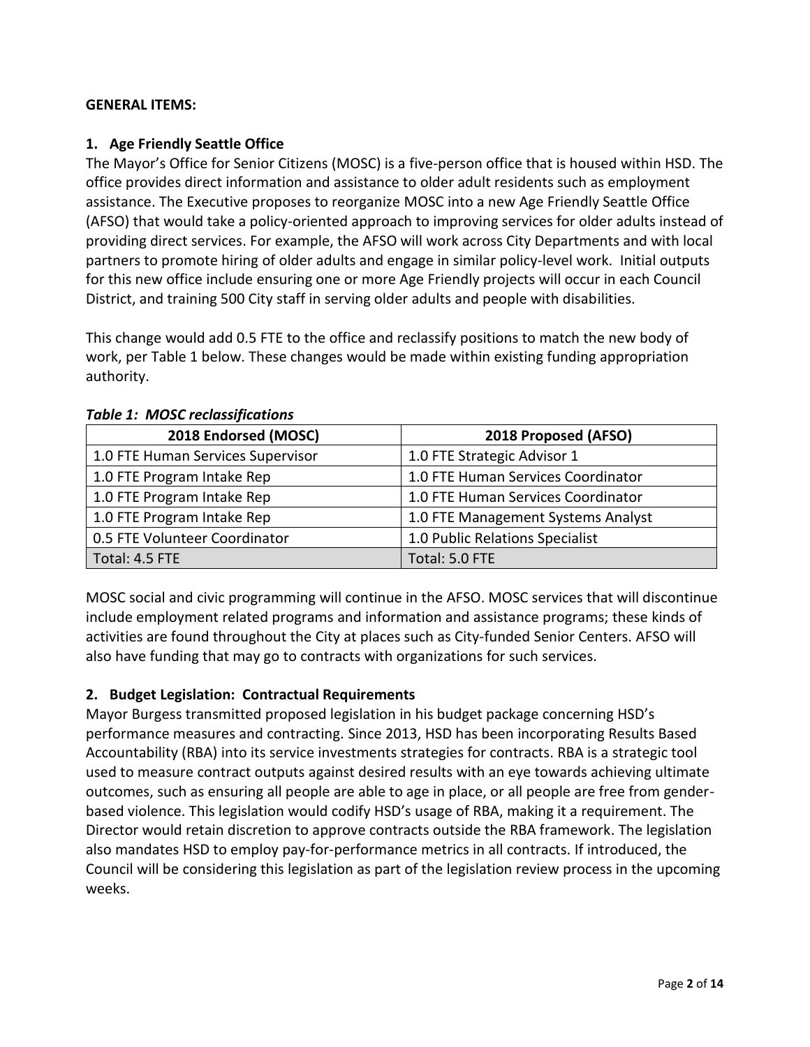**GENERAL ITEMS:**

## 1. Age Friendly Seattle Office

The Mayor's Office for Senior Citizens (MOSC) is a five-person office that is housed within HSD. The office provides direct information and assistance to older adult residents such as employment assistance. The Executive proposes to reorganize MOSC into a new Age Friendly Seattle Office (AFSO) that would take a policy-oriented approach to improving services for older adults instead of providing direct services. For example, the AFSO will work across City Departments and with local partners to promote hiring of older adults and engage in similar policy-level work. Initial outputs for this new office include ensuring one or more Age Friendly projects will occur in each Council District, and training 500 City staff in serving older adults and people with disabilities.

This change would add 0.5 FTE to the office and reclassify positions to match the new body of work, per Table 1 below. These changes would be made within existing funding appropriation authority.

***Table 1: MOSC reclassifications***

| 2018 Endorsed (MOSC) | 2018 Proposed (AFSO) |
|---|---|
| 1.0 FTE Human Services Supervisor | 1.0 FTE Strategic Advisor 1 |
| 1.0 FTE Program Intake Rep | 1.0 FTE Human Services Coordinator |
| 1.0 FTE Program Intake Rep | 1.0 FTE Human Services Coordinator |
| 1.0 FTE Program Intake Rep | 1.0 FTE Management Systems Analyst |
| 0.5 FTE Volunteer Coordinator | 1.0 Public Relations Specialist |
| Total: 4.5 FTE | Total: 5.0 FTE |

MOSC social and civic programming will continue in the AFSO. MOSC services that will discontinue include employment related programs and information and assistance programs; these kinds of activities are found throughout the City at places such as City-funded Senior Centers. AFSO will also have funding that may go to contracts with organizations for such services.

## 2. Budget Legislation: Contractual Requirements

Mayor Burgess transmitted proposed legislation in his budget package concerning HSD's performance measures and contracting. Since 2013, HSD has been incorporating Results Based Accountability (RBA) into its service investments strategies for contracts. RBA is a strategic tool used to measure contract outputs against desired results with an eye towards achieving ultimate outcomes, such as ensuring all people are able to age in place, or all people are free from gender-based violence. This legislation would codify HSD's usage of RBA, making it a requirement. The Director would retain discretion to approve contracts outside the RBA framework. The legislation also mandates HSD to employ pay-for-performance metrics in all contracts. If introduced, the Council will be considering this legislation as part of the legislation review process in the upcoming weeks.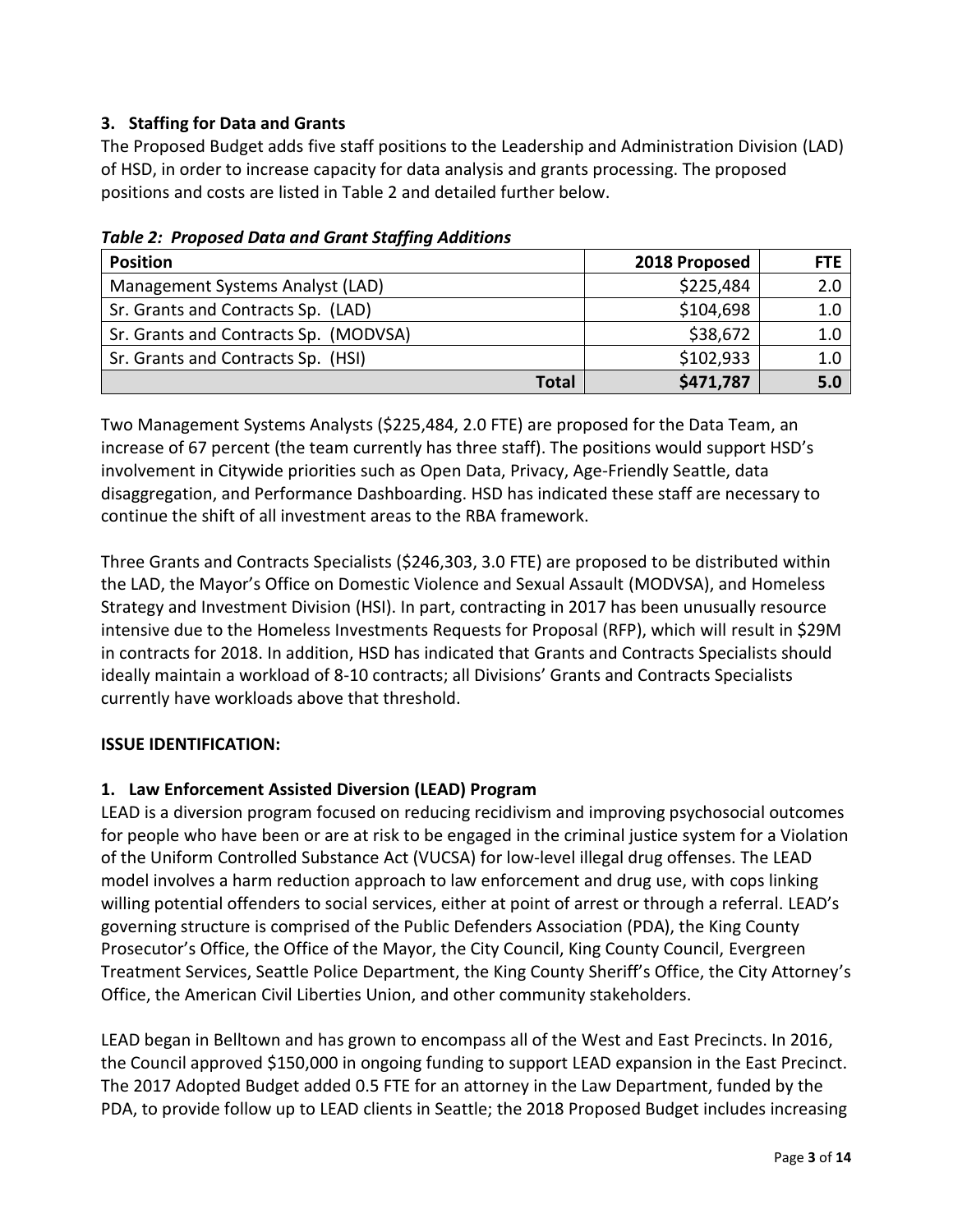### 3. Staffing for Data and Grants

The Proposed Budget adds five staff positions to the Leadership and Administration Division (LAD) of HSD, in order to increase capacity for data analysis and grants processing. The proposed positions and costs are listed in Table 2 and detailed further below.

***Table 2: Proposed Data and Grant Staffing Additions***

| Position | 2018 Proposed | FTE |
|---|---|---|
| Management Systems Analyst (LAD) | $225,484 | 2.0 |
| Sr. Grants and Contracts Sp. (LAD) | $104,698 | 1.0 |
| Sr. Grants and Contracts Sp. (MODVSA) | $38,672 | 1.0 |
| Sr. Grants and Contracts Sp. (HSI) | $102,933 | 1.0 |
| **Total** | **$471,787** | **5.0** |

Two Management Systems Analysts ($225,484, 2.0 FTE) are proposed for the Data Team, an increase of 67 percent (the team currently has three staff). The positions would support HSD's involvement in Citywide priorities such as Open Data, Privacy, Age-Friendly Seattle, data disaggregation, and Performance Dashboarding. HSD has indicated these staff are necessary to continue the shift of all investment areas to the RBA framework.

Three Grants and Contracts Specialists ($246,303, 3.0 FTE) are proposed to be distributed within the LAD, the Mayor's Office on Domestic Violence and Sexual Assault (MODVSA), and Homeless Strategy and Investment Division (HSI). In part, contracting in 2017 has been unusually resource intensive due to the Homeless Investments Requests for Proposal (RFP), which will result in $29M in contracts for 2018. In addition, HSD has indicated that Grants and Contracts Specialists should ideally maintain a workload of 8-10 contracts; all Divisions' Grants and Contracts Specialists currently have workloads above that threshold.

## ISSUE IDENTIFICATION:

### 1. Law Enforcement Assisted Diversion (LEAD) Program

LEAD is a diversion program focused on reducing recidivism and improving psychosocial outcomes for people who have been or are at risk to be engaged in the criminal justice system for a Violation of the Uniform Controlled Substance Act (VUCSA) for low-level illegal drug offenses. The LEAD model involves a harm reduction approach to law enforcement and drug use, with cops linking willing potential offenders to social services, either at point of arrest or through a referral. LEAD's governing structure is comprised of the Public Defenders Association (PDA), the King County Prosecutor's Office, the Office of the Mayor, the City Council, King County Council, Evergreen Treatment Services, Seattle Police Department, the King County Sheriff's Office, the City Attorney's Office, the American Civil Liberties Union, and other community stakeholders.

LEAD began in Belltown and has grown to encompass all of the West and East Precincts. In 2016, the Council approved $150,000 in ongoing funding to support LEAD expansion in the East Precinct. The 2017 Adopted Budget added 0.5 FTE for an attorney in the Law Department, funded by the PDA, to provide follow up to LEAD clients in Seattle; the 2018 Proposed Budget includes increasing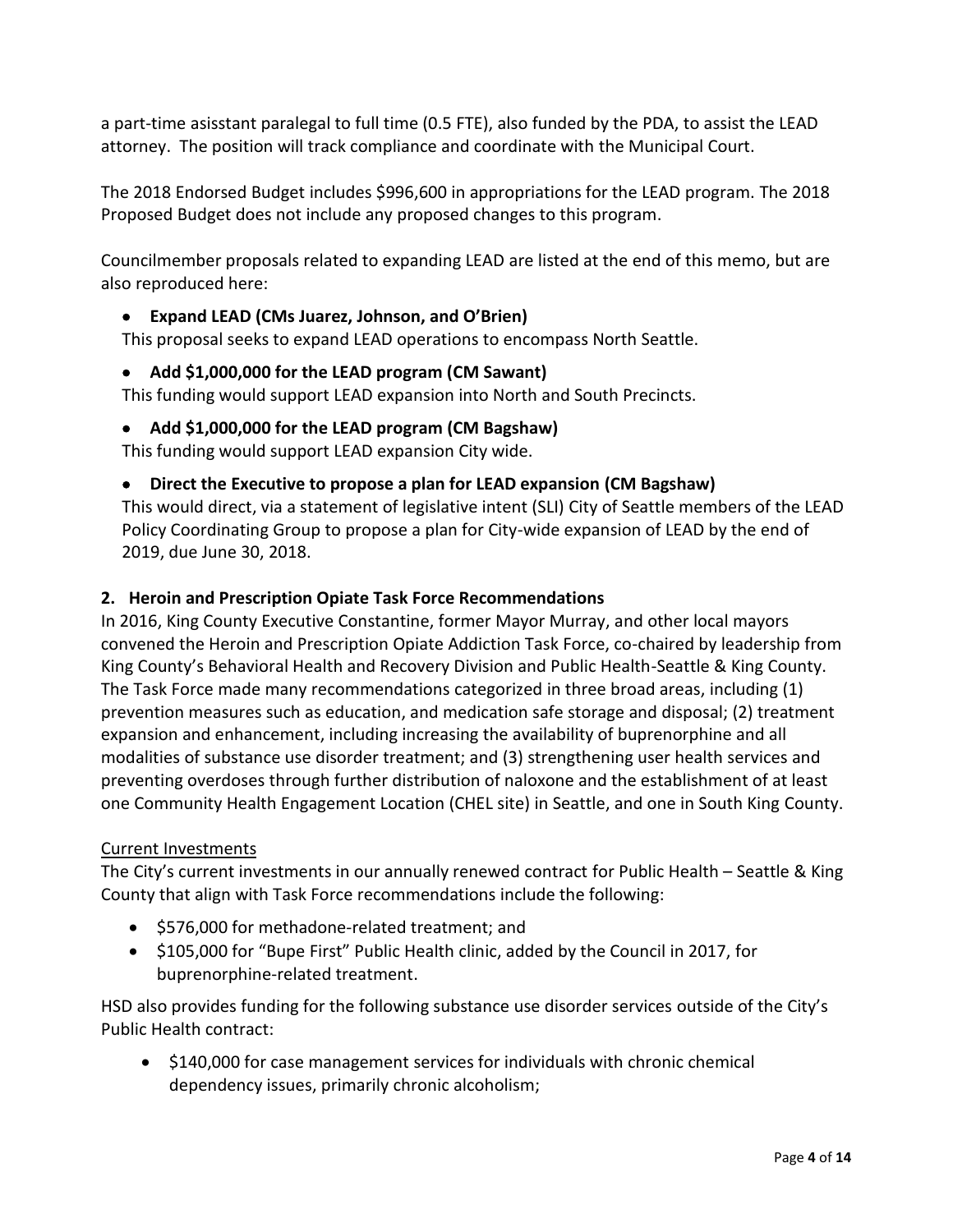a part-time asisstant paralegal to full time (0.5 FTE), also funded by the PDA, to assist the LEAD attorney. The position will track compliance and coordinate with the Municipal Court.

The 2018 Endorsed Budget includes $996,600 in appropriations for the LEAD program. The 2018 Proposed Budget does not include any proposed changes to this program.

Councilmember proposals related to expanding LEAD are listed at the end of this memo, but are also reproduced here:

- **Expand LEAD (CMs Juarez, Johnson, and O'Brien)**
  This proposal seeks to expand LEAD operations to encompass North Seattle.
- **Add $1,000,000 for the LEAD program (CM Sawant)**
  This funding would support LEAD expansion into North and South Precincts.
- **Add $1,000,000 for the LEAD program (CM Bagshaw)**
  This funding would support LEAD expansion City wide.
- **Direct the Executive to propose a plan for LEAD expansion (CM Bagshaw)**
  This would direct, via a statement of legislative intent (SLI) City of Seattle members of the LEAD Policy Coordinating Group to propose a plan for City-wide expansion of LEAD by the end of 2019, due June 30, 2018.

### 2. Heroin and Prescription Opiate Task Force Recommendations

In 2016, King County Executive Constantine, former Mayor Murray, and other local mayors convened the Heroin and Prescription Opiate Addiction Task Force, co-chaired by leadership from King County's Behavioral Health and Recovery Division and Public Health-Seattle & King County. The Task Force made many recommendations categorized in three broad areas, including (1) prevention measures such as education, and medication safe storage and disposal; (2) treatment expansion and enhancement, including increasing the availability of buprenorphine and all modalities of substance use disorder treatment; and (3) strengthening user health services and preventing overdoses through further distribution of naloxone and the establishment of at least one Community Health Engagement Location (CHEL site) in Seattle, and one in South King County.

<u>Current Investments</u>

The City's current investments in our annually renewed contract for Public Health – Seattle & King County that align with Task Force recommendations include the following:

- $576,000 for methadone-related treatment; and
- $105,000 for "Bupe First" Public Health clinic, added by the Council in 2017, for buprenorphine-related treatment.

HSD also provides funding for the following substance use disorder services outside of the City's Public Health contract:

- $140,000 for case management services for individuals with chronic chemical dependency issues, primarily chronic alcoholism;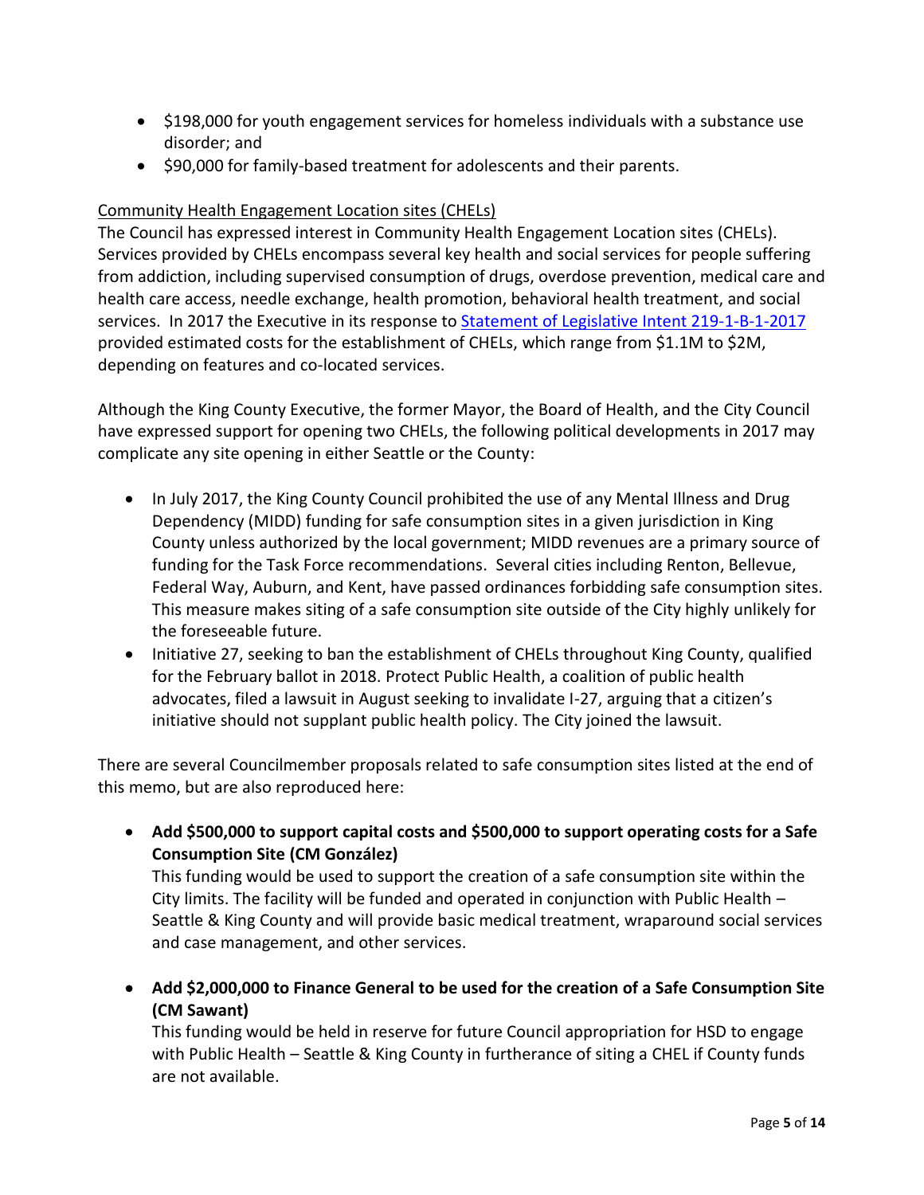- $198,000 for youth engagement services for homeless individuals with a substance use disorder; and
- $90,000 for family-based treatment for adolescents and their parents.

Community Health Engagement Location sites (CHELs)

The Council has expressed interest in Community Health Engagement Location sites (CHELs). Services provided by CHELs encompass several key health and social services for people suffering from addiction, including supervised consumption of drugs, overdose prevention, medical care and health care access, needle exchange, health promotion, behavioral health treatment, and social services. In 2017 the Executive in its response to Statement of Legislative Intent 219-1-B-1-2017 provided estimated costs for the establishment of CHELs, which range from $1.1M to $2M, depending on features and co-located services.

Although the King County Executive, the former Mayor, the Board of Health, and the City Council have expressed support for opening two CHELs, the following political developments in 2017 may complicate any site opening in either Seattle or the County:

- In July 2017, the King County Council prohibited the use of any Mental Illness and Drug Dependency (MIDD) funding for safe consumption sites in a given jurisdiction in King County unless authorized by the local government; MIDD revenues are a primary source of funding for the Task Force recommendations. Several cities including Renton, Bellevue, Federal Way, Auburn, and Kent, have passed ordinances forbidding safe consumption sites. This measure makes siting of a safe consumption site outside of the City highly unlikely for the foreseeable future.
- Initiative 27, seeking to ban the establishment of CHELs throughout King County, qualified for the February ballot in 2018. Protect Public Health, a coalition of public health advocates, filed a lawsuit in August seeking to invalidate I-27, arguing that a citizen's initiative should not supplant public health policy. The City joined the lawsuit.

There are several Councilmember proposals related to safe consumption sites listed at the end of this memo, but are also reproduced here:

- **Add $500,000 to support capital costs and $500,000 to support operating costs for a Safe Consumption Site (CM González)**

  This funding would be used to support the creation of a safe consumption site within the City limits. The facility will be funded and operated in conjunction with Public Health – Seattle & King County and will provide basic medical treatment, wraparound social services and case management, and other services.

- **Add $2,000,000 to Finance General to be used for the creation of a Safe Consumption Site (CM Sawant)**

  This funding would be held in reserve for future Council appropriation for HSD to engage with Public Health – Seattle & King County in furtherance of siting a CHEL if County funds are not available.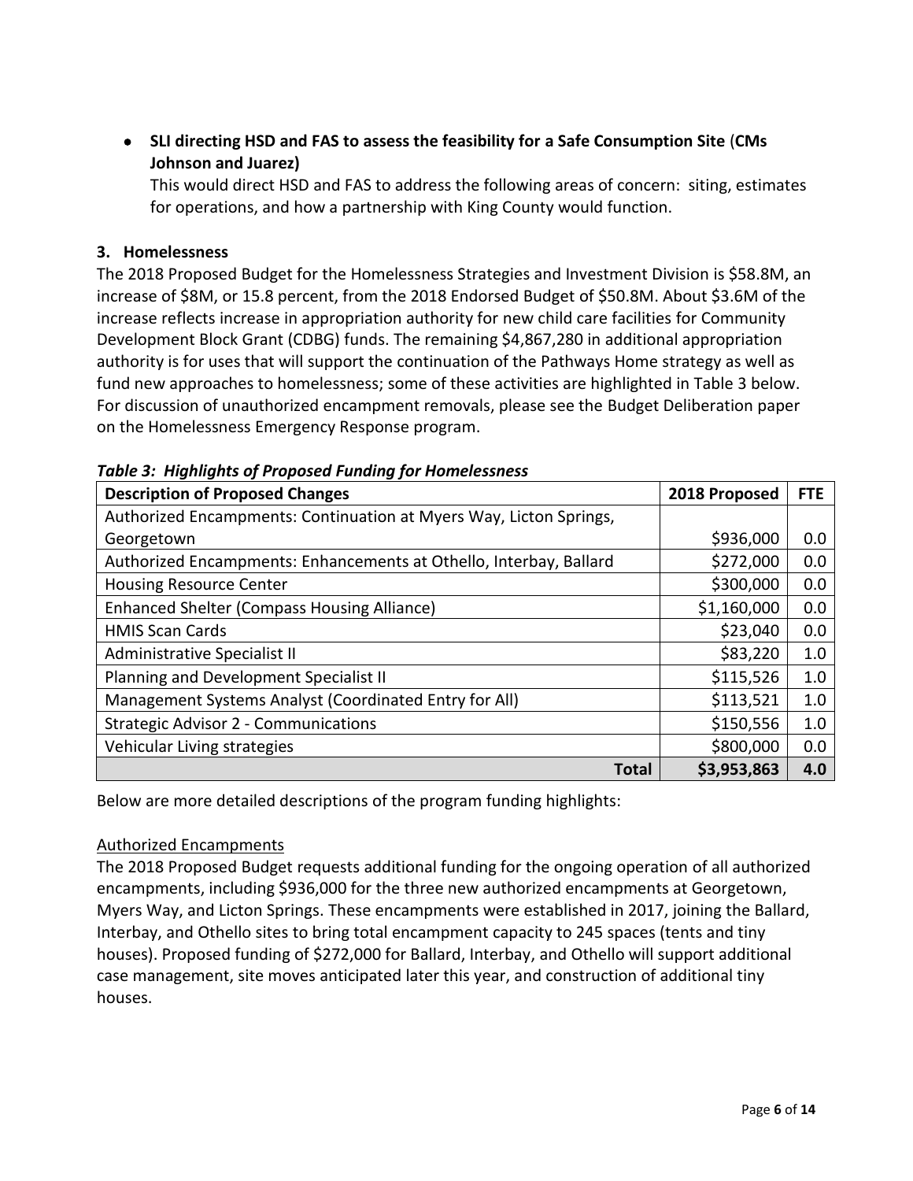- **SLI directing HSD and FAS to assess the feasibility for a Safe Consumption Site** (**CMs Johnson and Juarez)**
  This would direct HSD and FAS to address the following areas of concern: siting, estimates for operations, and how a partnership with King County would function.

### 3. Homelessness

The 2018 Proposed Budget for the Homelessness Strategies and Investment Division is $58.8M, an increase of $8M, or 15.8 percent, from the 2018 Endorsed Budget of $50.8M. About $3.6M of the increase reflects increase in appropriation authority for new child care facilities for Community Development Block Grant (CDBG) funds. The remaining $4,867,280 in additional appropriation authority is for uses that will support the continuation of the Pathways Home strategy as well as fund new approaches to homelessness; some of these activities are highlighted in Table 3 below. For discussion of unauthorized encampment removals, please see the Budget Deliberation paper on the Homelessness Emergency Response program.

***Table 3: Highlights of Proposed Funding for Homelessness***

| Description of Proposed Changes | 2018 Proposed | FTE |
|---|---|---|
| Authorized Encampments: Continuation at Myers Way, Licton Springs, Georgetown | $936,000 | 0.0 |
| Authorized Encampments: Enhancements at Othello, Interbay, Ballard | $272,000 | 0.0 |
| Housing Resource Center | $300,000 | 0.0 |
| Enhanced Shelter (Compass Housing Alliance) | $1,160,000 | 0.0 |
| HMIS Scan Cards | $23,040 | 0.0 |
| Administrative Specialist II | $83,220 | 1.0 |
| Planning and Development Specialist II | $115,526 | 1.0 |
| Management Systems Analyst (Coordinated Entry for All) | $113,521 | 1.0 |
| Strategic Advisor 2 - Communications | $150,556 | 1.0 |
| Vehicular Living strategies | $800,000 | 0.0 |
| **Total** | **$3,953,863** | **4.0** |

Below are more detailed descriptions of the program funding highlights:

<u>Authorized Encampments</u>

The 2018 Proposed Budget requests additional funding for the ongoing operation of all authorized encampments, including $936,000 for the three new authorized encampments at Georgetown, Myers Way, and Licton Springs. These encampments were established in 2017, joining the Ballard, Interbay, and Othello sites to bring total encampment capacity to 245 spaces (tents and tiny houses). Proposed funding of $272,000 for Ballard, Interbay, and Othello will support additional case management, site moves anticipated later this year, and construction of additional tiny houses.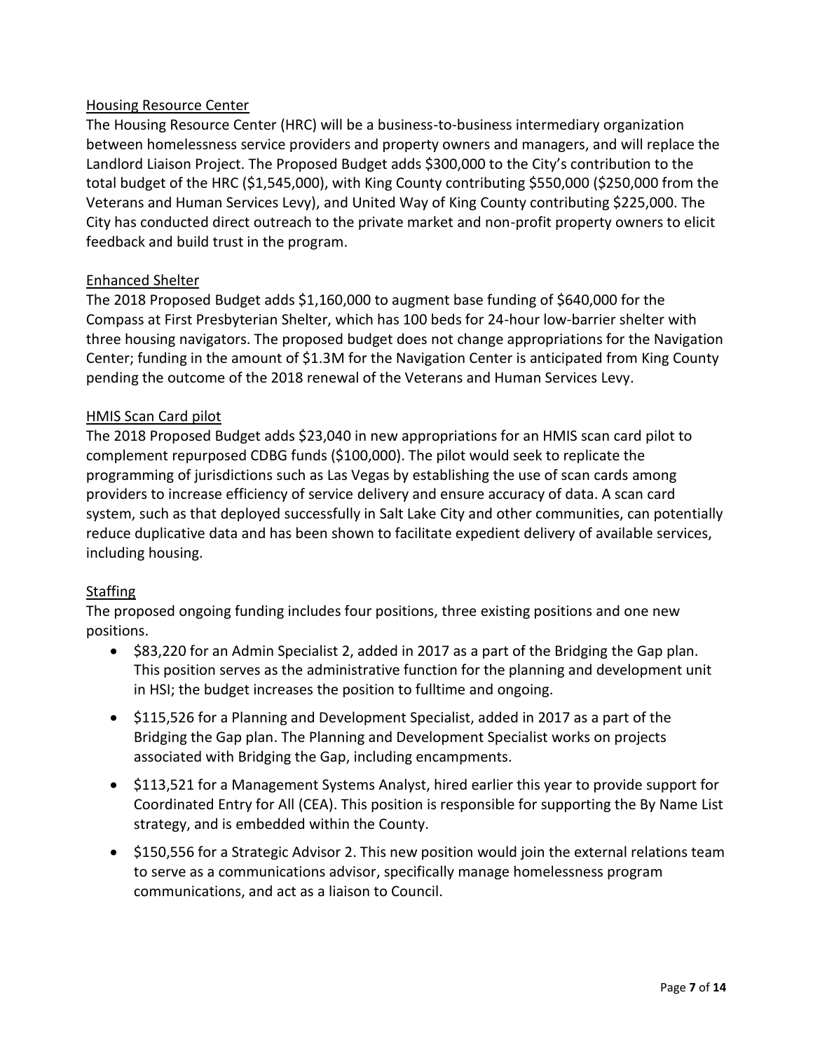Housing Resource Center

The Housing Resource Center (HRC) will be a business-to-business intermediary organization between homelessness service providers and property owners and managers, and will replace the Landlord Liaison Project. The Proposed Budget adds $300,000 to the City's contribution to the total budget of the HRC ($1,545,000), with King County contributing $550,000 ($250,000 from the Veterans and Human Services Levy), and United Way of King County contributing $225,000. The City has conducted direct outreach to the private market and non-profit property owners to elicit feedback and build trust in the program.

Enhanced Shelter

The 2018 Proposed Budget adds $1,160,000 to augment base funding of $640,000 for the Compass at First Presbyterian Shelter, which has 100 beds for 24-hour low-barrier shelter with three housing navigators. The proposed budget does not change appropriations for the Navigation Center; funding in the amount of $1.3M for the Navigation Center is anticipated from King County pending the outcome of the 2018 renewal of the Veterans and Human Services Levy.

HMIS Scan Card pilot

The 2018 Proposed Budget adds $23,040 in new appropriations for an HMIS scan card pilot to complement repurposed CDBG funds ($100,000). The pilot would seek to replicate the programming of jurisdictions such as Las Vegas by establishing the use of scan cards among providers to increase efficiency of service delivery and ensure accuracy of data. A scan card system, such as that deployed successfully in Salt Lake City and other communities, can potentially reduce duplicative data and has been shown to facilitate expedient delivery of available services, including housing.

Staffing

The proposed ongoing funding includes four positions, three existing positions and one new positions.

- $83,220 for an Admin Specialist 2, added in 2017 as a part of the Bridging the Gap plan. This position serves as the administrative function for the planning and development unit in HSI; the budget increases the position to fulltime and ongoing.
- $115,526 for a Planning and Development Specialist, added in 2017 as a part of the Bridging the Gap plan. The Planning and Development Specialist works on projects associated with Bridging the Gap, including encampments.
- $113,521 for a Management Systems Analyst, hired earlier this year to provide support for Coordinated Entry for All (CEA). This position is responsible for supporting the By Name List strategy, and is embedded within the County.
- $150,556 for a Strategic Advisor 2. This new position would join the external relations team to serve as a communications advisor, specifically manage homelessness program communications, and act as a liaison to Council.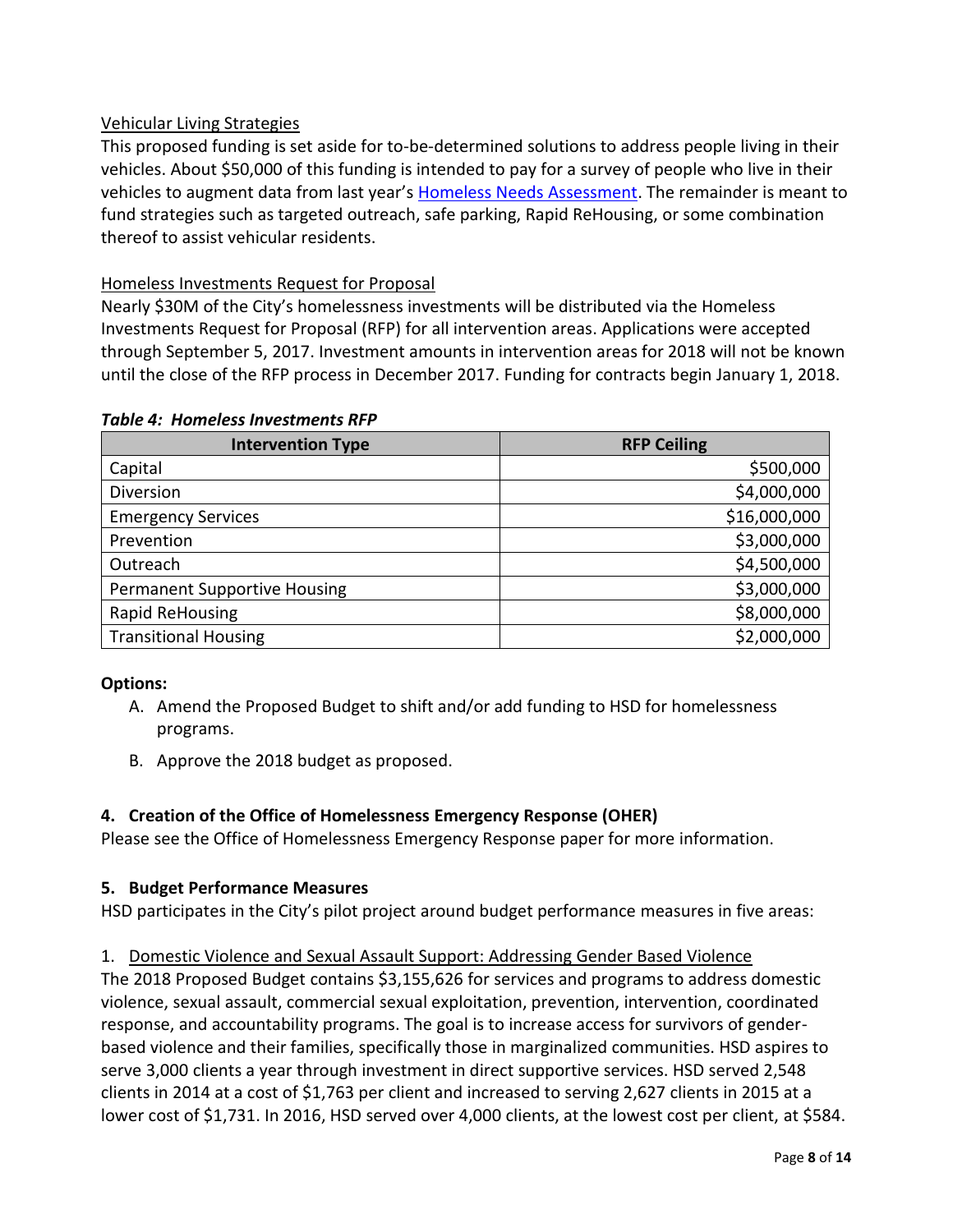Vehicular Living Strategies

This proposed funding is set aside for to-be-determined solutions to address people living in their vehicles. About $50,000 of this funding is intended to pay for a survey of people who live in their vehicles to augment data from last year's Homeless Needs Assessment. The remainder is meant to fund strategies such as targeted outreach, safe parking, Rapid ReHousing, or some combination thereof to assist vehicular residents.

Homeless Investments Request for Proposal

Nearly $30M of the City's homelessness investments will be distributed via the Homeless Investments Request for Proposal (RFP) for all intervention areas. Applications were accepted through September 5, 2017. Investment amounts in intervention areas for 2018 will not be known until the close of the RFP process in December 2017. Funding for contracts begin January 1, 2018.

***Table 4: Homeless Investments RFP***

| Intervention Type | RFP Ceiling |
|---|---:|
| Capital | $500,000 |
| Diversion | $4,000,000 |
| Emergency Services | $16,000,000 |
| Prevention | $3,000,000 |
| Outreach | $4,500,000 |
| Permanent Supportive Housing | $3,000,000 |
| Rapid ReHousing | $8,000,000 |
| Transitional Housing | $2,000,000 |

**Options:**

A. Amend the Proposed Budget to shift and/or add funding to HSD for homelessness programs.

B. Approve the 2018 budget as proposed.

### 4. Creation of the Office of Homelessness Emergency Response (OHER)

Please see the Office of Homelessness Emergency Response paper for more information.

### 5. Budget Performance Measures

HSD participates in the City's pilot project around budget performance measures in five areas:

1. Domestic Violence and Sexual Assault Support: Addressing Gender Based Violence

The 2018 Proposed Budget contains $3,155,626 for services and programs to address domestic violence, sexual assault, commercial sexual exploitation, prevention, intervention, coordinated response, and accountability programs. The goal is to increase access for survivors of gender-based violence and their families, specifically those in marginalized communities. HSD aspires to serve 3,000 clients a year through investment in direct supportive services. HSD served 2,548 clients in 2014 at a cost of $1,763 per client and increased to serving 2,627 clients in 2015 at a lower cost of $1,731. In 2016, HSD served over 4,000 clients, at the lowest cost per client, at $584.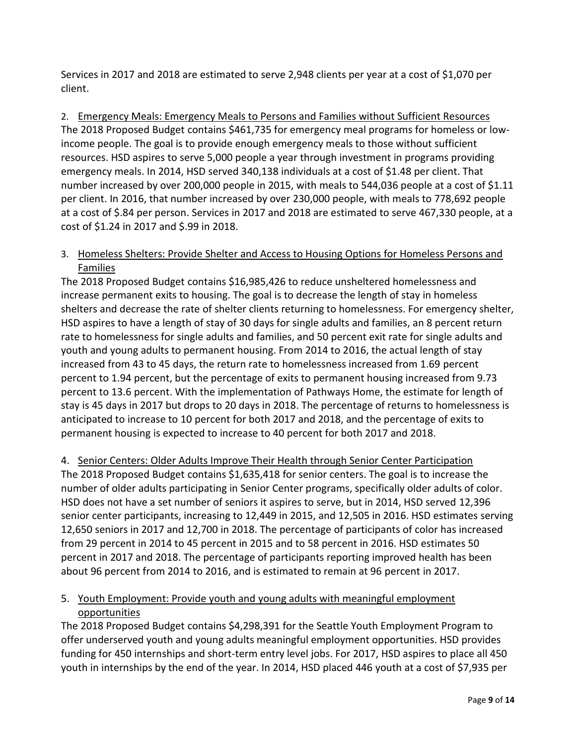Services in 2017 and 2018 are estimated to serve 2,948 clients per year at a cost of $1,070 per client.

2. Emergency Meals: Emergency Meals to Persons and Families without Sufficient Resources

The 2018 Proposed Budget contains $461,735 for emergency meal programs for homeless or low-income people. The goal is to provide enough emergency meals to those without sufficient resources. HSD aspires to serve 5,000 people a year through investment in programs providing emergency meals. In 2014, HSD served 340,138 individuals at a cost of $1.48 per client. That number increased by over 200,000 people in 2015, with meals to 544,036 people at a cost of $1.11 per client. In 2016, that number increased by over 230,000 people, with meals to 778,692 people at a cost of $.84 per person. Services in 2017 and 2018 are estimated to serve 467,330 people, at a cost of $1.24 in 2017 and $.99 in 2018.

3. Homeless Shelters: Provide Shelter and Access to Housing Options for Homeless Persons and Families

The 2018 Proposed Budget contains $16,985,426 to reduce unsheltered homelessness and increase permanent exits to housing. The goal is to decrease the length of stay in homeless shelters and decrease the rate of shelter clients returning to homelessness. For emergency shelter, HSD aspires to have a length of stay of 30 days for single adults and families, an 8 percent return rate to homelessness for single adults and families, and 50 percent exit rate for single adults and youth and young adults to permanent housing. From 2014 to 2016, the actual length of stay increased from 43 to 45 days, the return rate to homelessness increased from 1.69 percent percent to 1.94 percent, but the percentage of exits to permanent housing increased from 9.73 percent to 13.6 percent. With the implementation of Pathways Home, the estimate for length of stay is 45 days in 2017 but drops to 20 days in 2018. The percentage of returns to homelessness is anticipated to increase to 10 percent for both 2017 and 2018, and the percentage of exits to permanent housing is expected to increase to 40 percent for both 2017 and 2018.

4. Senior Centers: Older Adults Improve Their Health through Senior Center Participation

The 2018 Proposed Budget contains $1,635,418 for senior centers. The goal is to increase the number of older adults participating in Senior Center programs, specifically older adults of color. HSD does not have a set number of seniors it aspires to serve, but in 2014, HSD served 12,396 senior center participants, increasing to 12,449 in 2015, and 12,505 in 2016. HSD estimates serving 12,650 seniors in 2017 and 12,700 in 2018. The percentage of participants of color has increased from 29 percent in 2014 to 45 percent in 2015 and to 58 percent in 2016. HSD estimates 50 percent in 2017 and 2018. The percentage of participants reporting improved health has been about 96 percent from 2014 to 2016, and is estimated to remain at 96 percent in 2017.

5. Youth Employment: Provide youth and young adults with meaningful employment opportunities

The 2018 Proposed Budget contains $4,298,391 for the Seattle Youth Employment Program to offer underserved youth and young adults meaningful employment opportunities. HSD provides funding for 450 internships and short-term entry level jobs. For 2017, HSD aspires to place all 450 youth in internships by the end of the year. In 2014, HSD placed 446 youth at a cost of $7,935 per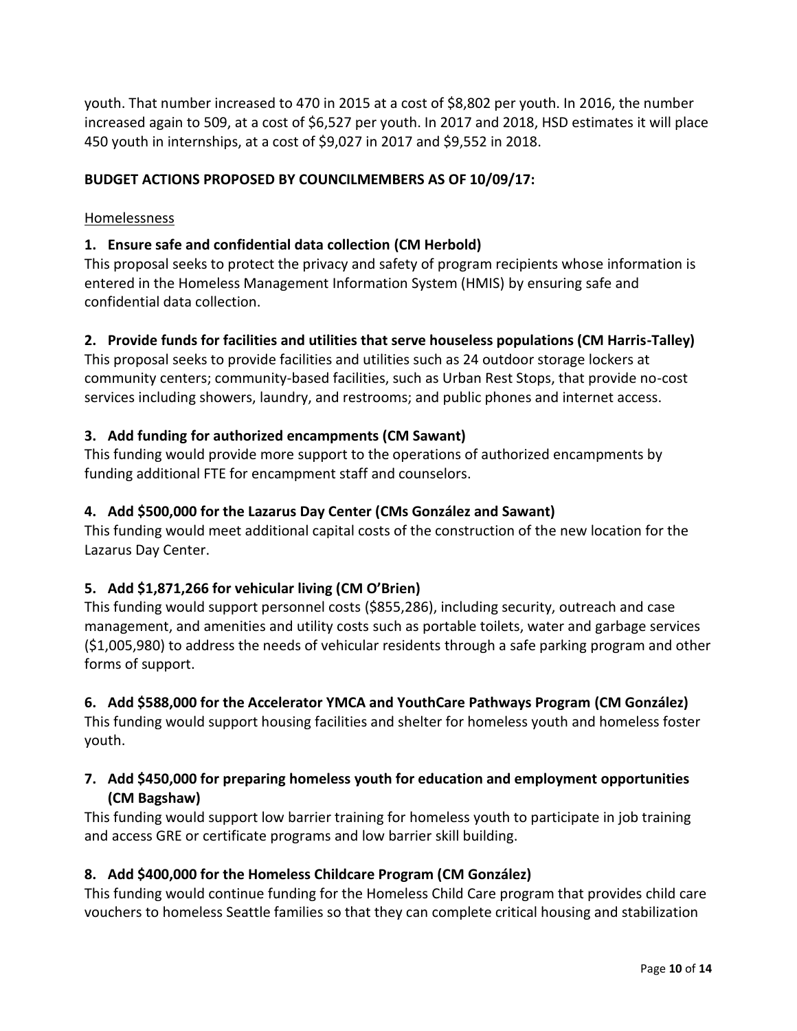youth. That number increased to 470 in 2015 at a cost of $8,802 per youth. In 2016, the number increased again to 509, at a cost of $6,527 per youth. In 2017 and 2018, HSD estimates it will place 450 youth in internships, at a cost of $9,027 in 2017 and $9,552 in 2018.

**BUDGET ACTIONS PROPOSED BY COUNCILMEMBERS AS OF 10/09/17:**

<u>Homelessness</u>

**1. Ensure safe and confidential data collection (CM Herbold)**

This proposal seeks to protect the privacy and safety of program recipients whose information is entered in the Homeless Management Information System (HMIS) by ensuring safe and confidential data collection.

**2. Provide funds for facilities and utilities that serve houseless populations (CM Harris-Talley)**

This proposal seeks to provide facilities and utilities such as 24 outdoor storage lockers at community centers; community-based facilities, such as Urban Rest Stops, that provide no-cost services including showers, laundry, and restrooms; and public phones and internet access.

**3. Add funding for authorized encampments (CM Sawant)**

This funding would provide more support to the operations of authorized encampments by funding additional FTE for encampment staff and counselors.

**4. Add $500,000 for the Lazarus Day Center (CMs González and Sawant)**

This funding would meet additional capital costs of the construction of the new location for the Lazarus Day Center.

**5. Add $1,871,266 for vehicular living (CM O'Brien)**

This funding would support personnel costs ($855,286), including security, outreach and case management, and amenities and utility costs such as portable toilets, water and garbage services ($1,005,980) to address the needs of vehicular residents through a safe parking program and other forms of support.

**6. Add $588,000 for the Accelerator YMCA and YouthCare Pathways Program (CM González)**

This funding would support housing facilities and shelter for homeless youth and homeless foster youth.

**7. Add $450,000 for preparing homeless youth for education and employment opportunities (CM Bagshaw)**

This funding would support low barrier training for homeless youth to participate in job training and access GRE or certificate programs and low barrier skill building.

**8. Add $400,000 for the Homeless Childcare Program (CM González)**

This funding would continue funding for the Homeless Child Care program that provides child care vouchers to homeless Seattle families so that they can complete critical housing and stabilization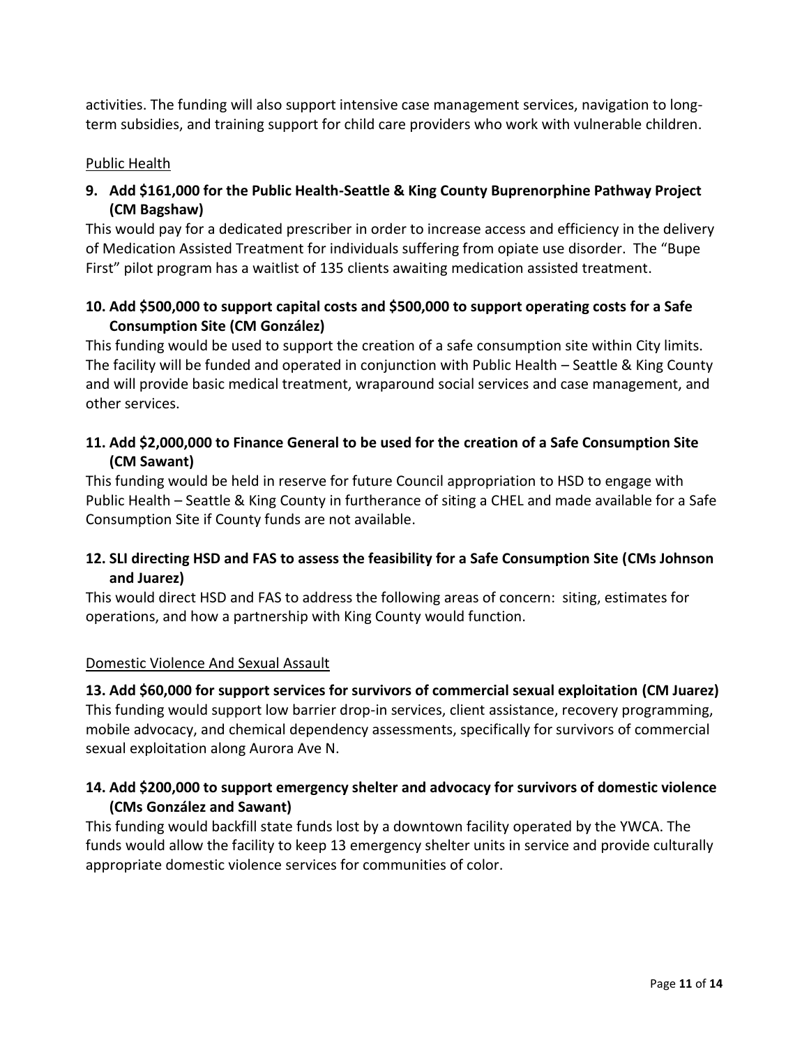activities. The funding will also support intensive case management services, navigation to long-term subsidies, and training support for child care providers who work with vulnerable children.

Public Health

**9. Add $161,000 for the Public Health-Seattle & King County Buprenorphine Pathway Project (CM Bagshaw)**

This would pay for a dedicated prescriber in order to increase access and efficiency in the delivery of Medication Assisted Treatment for individuals suffering from opiate use disorder. The "Bupe First" pilot program has a waitlist of 135 clients awaiting medication assisted treatment.

**10. Add $500,000 to support capital costs and $500,000 to support operating costs for a Safe Consumption Site (CM González)**

This funding would be used to support the creation of a safe consumption site within City limits. The facility will be funded and operated in conjunction with Public Health – Seattle & King County and will provide basic medical treatment, wraparound social services and case management, and other services.

**11. Add $2,000,000 to Finance General to be used for the creation of a Safe Consumption Site (CM Sawant)**

This funding would be held in reserve for future Council appropriation to HSD to engage with Public Health – Seattle & King County in furtherance of siting a CHEL and made available for a Safe Consumption Site if County funds are not available.

**12. SLI directing HSD and FAS to assess the feasibility for a Safe Consumption Site (CMs Johnson and Juarez)**

This would direct HSD and FAS to address the following areas of concern: siting, estimates for operations, and how a partnership with King County would function.

Domestic Violence And Sexual Assault

**13. Add $60,000 for support services for survivors of commercial sexual exploitation (CM Juarez)**

This funding would support low barrier drop-in services, client assistance, recovery programming, mobile advocacy, and chemical dependency assessments, specifically for survivors of commercial sexual exploitation along Aurora Ave N.

**14. Add $200,000 to support emergency shelter and advocacy for survivors of domestic violence (CMs González and Sawant)**

This funding would backfill state funds lost by a downtown facility operated by the YWCA. The funds would allow the facility to keep 13 emergency shelter units in service and provide culturally appropriate domestic violence services for communities of color.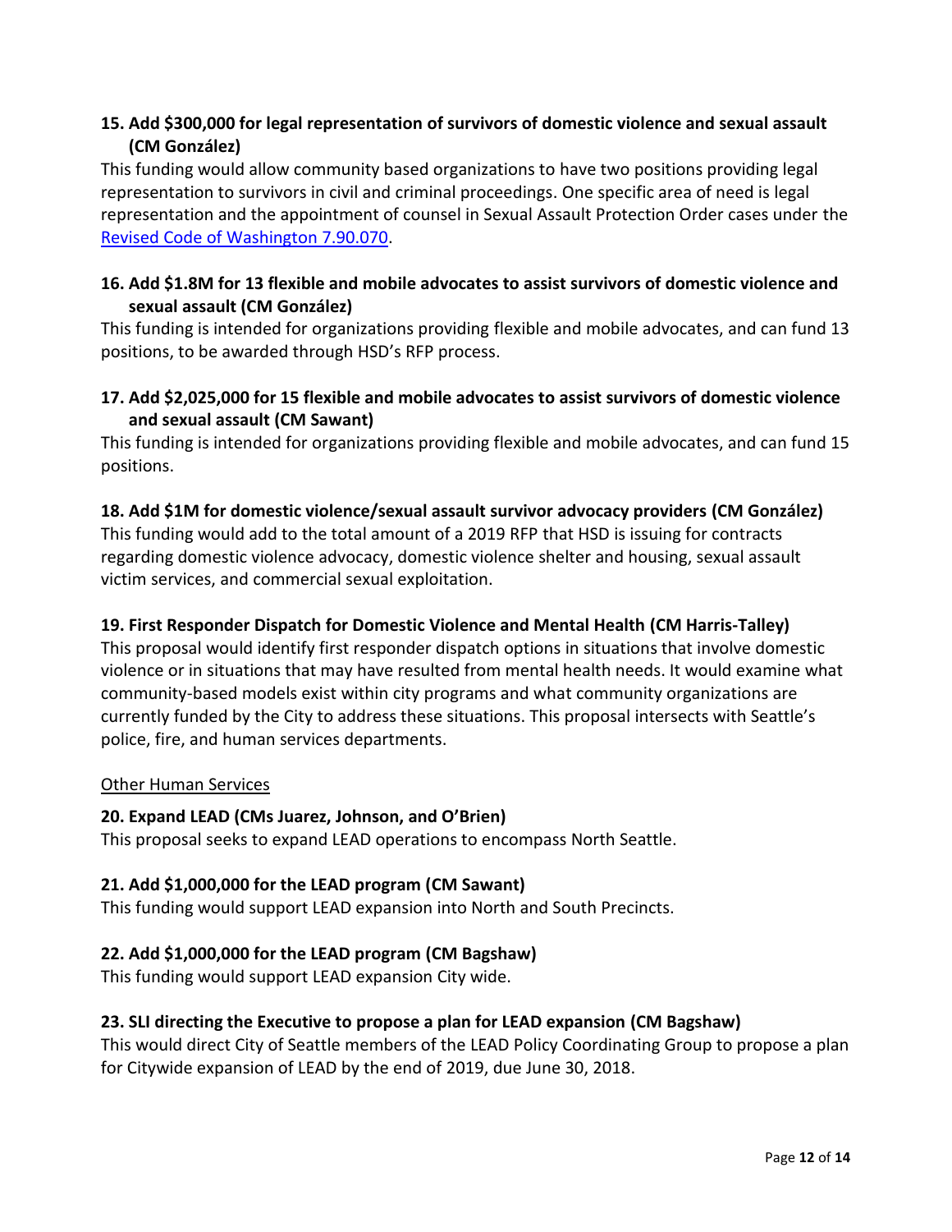**15. Add $300,000 for legal representation of survivors of domestic violence and sexual assault (CM González)**

This funding would allow community based organizations to have two positions providing legal representation to survivors in civil and criminal proceedings. One specific area of need is legal representation and the appointment of counsel in Sexual Assault Protection Order cases under the [Revised Code of Washington 7.90.070](Revised Code of Washington 7.90.070).

**16. Add $1.8M for 13 flexible and mobile advocates to assist survivors of domestic violence and sexual assault (CM González)**

This funding is intended for organizations providing flexible and mobile advocates, and can fund 13 positions, to be awarded through HSD's RFP process.

**17. Add $2,025,000 for 15 flexible and mobile advocates to assist survivors of domestic violence and sexual assault (CM Sawant)**

This funding is intended for organizations providing flexible and mobile advocates, and can fund 15 positions.

**18. Add $1M for domestic violence/sexual assault survivor advocacy providers (CM González)**

This funding would add to the total amount of a 2019 RFP that HSD is issuing for contracts regarding domestic violence advocacy, domestic violence shelter and housing, sexual assault victim services, and commercial sexual exploitation.

**19. First Responder Dispatch for Domestic Violence and Mental Health (CM Harris-Talley)**

This proposal would identify first responder dispatch options in situations that involve domestic violence or in situations that may have resulted from mental health needs. It would examine what community-based models exist within city programs and what community organizations are currently funded by the City to address these situations. This proposal intersects with Seattle's police, fire, and human services departments.

<u>Other Human Services</u>

**20. Expand LEAD (CMs Juarez, Johnson, and O'Brien)**

This proposal seeks to expand LEAD operations to encompass North Seattle.

**21. Add $1,000,000 for the LEAD program (CM Sawant)**

This funding would support LEAD expansion into North and South Precincts.

**22. Add $1,000,000 for the LEAD program (CM Bagshaw)**

This funding would support LEAD expansion City wide.

**23. SLI directing the Executive to propose a plan for LEAD expansion (CM Bagshaw)**

This would direct City of Seattle members of the LEAD Policy Coordinating Group to propose a plan for Citywide expansion of LEAD by the end of 2019, due June 30, 2018.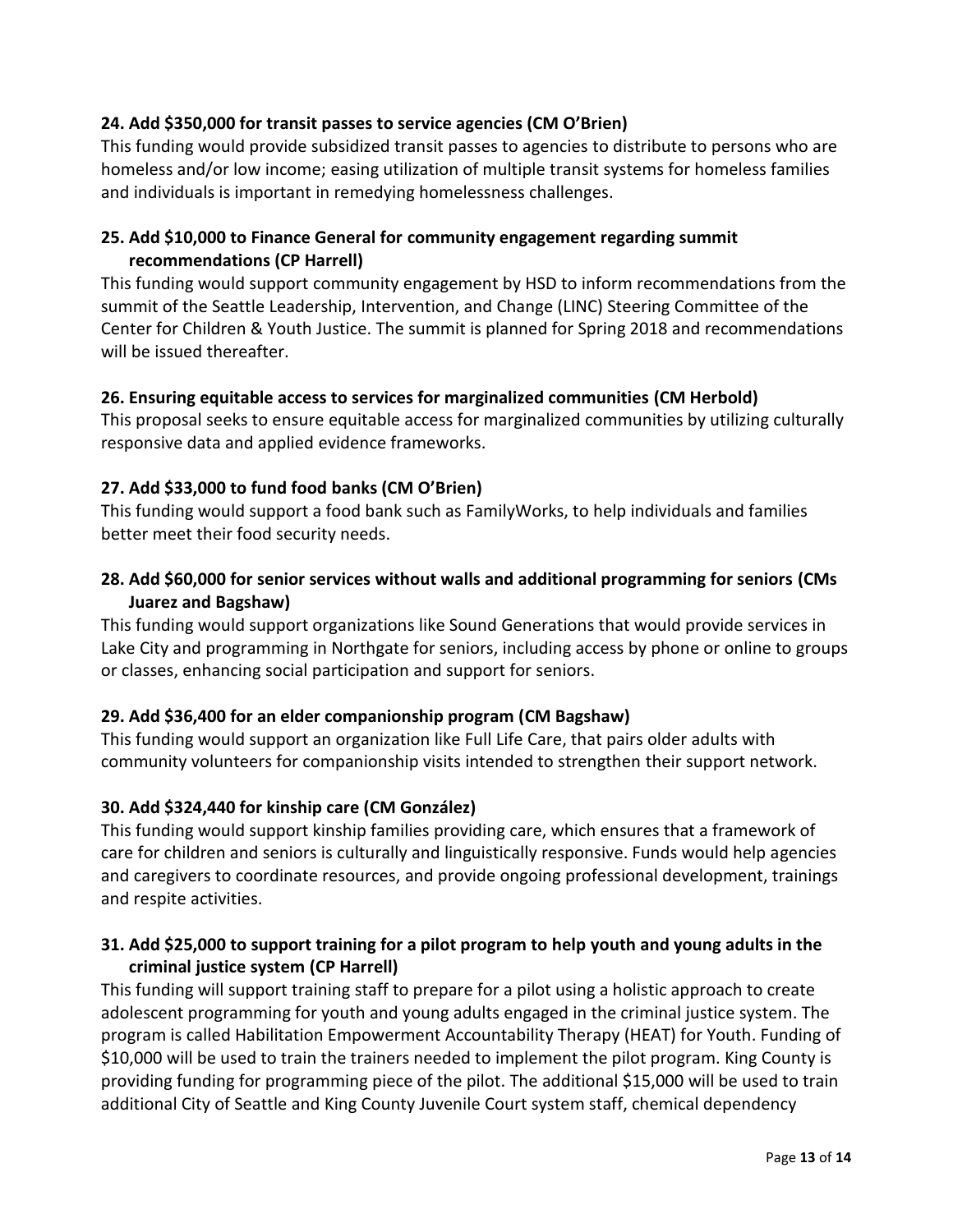**24. Add $350,000 for transit passes to service agencies (CM O'Brien)**

This funding would provide subsidized transit passes to agencies to distribute to persons who are homeless and/or low income; easing utilization of multiple transit systems for homeless families and individuals is important in remedying homelessness challenges.

**25. Add $10,000 to Finance General for community engagement regarding summit recommendations (CP Harrell)**

This funding would support community engagement by HSD to inform recommendations from the summit of the Seattle Leadership, Intervention, and Change (LINC) Steering Committee of the Center for Children & Youth Justice. The summit is planned for Spring 2018 and recommendations will be issued thereafter.

**26. Ensuring equitable access to services for marginalized communities (CM Herbold)**

This proposal seeks to ensure equitable access for marginalized communities by utilizing culturally responsive data and applied evidence frameworks.

**27. Add $33,000 to fund food banks (CM O'Brien)**

This funding would support a food bank such as FamilyWorks, to help individuals and families better meet their food security needs.

**28. Add $60,000 for senior services without walls and additional programming for seniors (CMs Juarez and Bagshaw)**

This funding would support organizations like Sound Generations that would provide services in Lake City and programming in Northgate for seniors, including access by phone or online to groups or classes, enhancing social participation and support for seniors.

**29. Add $36,400 for an elder companionship program (CM Bagshaw)**

This funding would support an organization like Full Life Care, that pairs older adults with community volunteers for companionship visits intended to strengthen their support network.

**30. Add $324,440 for kinship care (CM González)**

This funding would support kinship families providing care, which ensures that a framework of care for children and seniors is culturally and linguistically responsive. Funds would help agencies and caregivers to coordinate resources, and provide ongoing professional development, trainings and respite activities.

**31. Add $25,000 to support training for a pilot program to help youth and young adults in the criminal justice system (CP Harrell)**

This funding will support training staff to prepare for a pilot using a holistic approach to create adolescent programming for youth and young adults engaged in the criminal justice system. The program is called Habilitation Empowerment Accountability Therapy (HEAT) for Youth. Funding of $10,000 will be used to train the trainers needed to implement the pilot program. King County is providing funding for programming piece of the pilot. The additional $15,000 will be used to train additional City of Seattle and King County Juvenile Court system staff, chemical dependency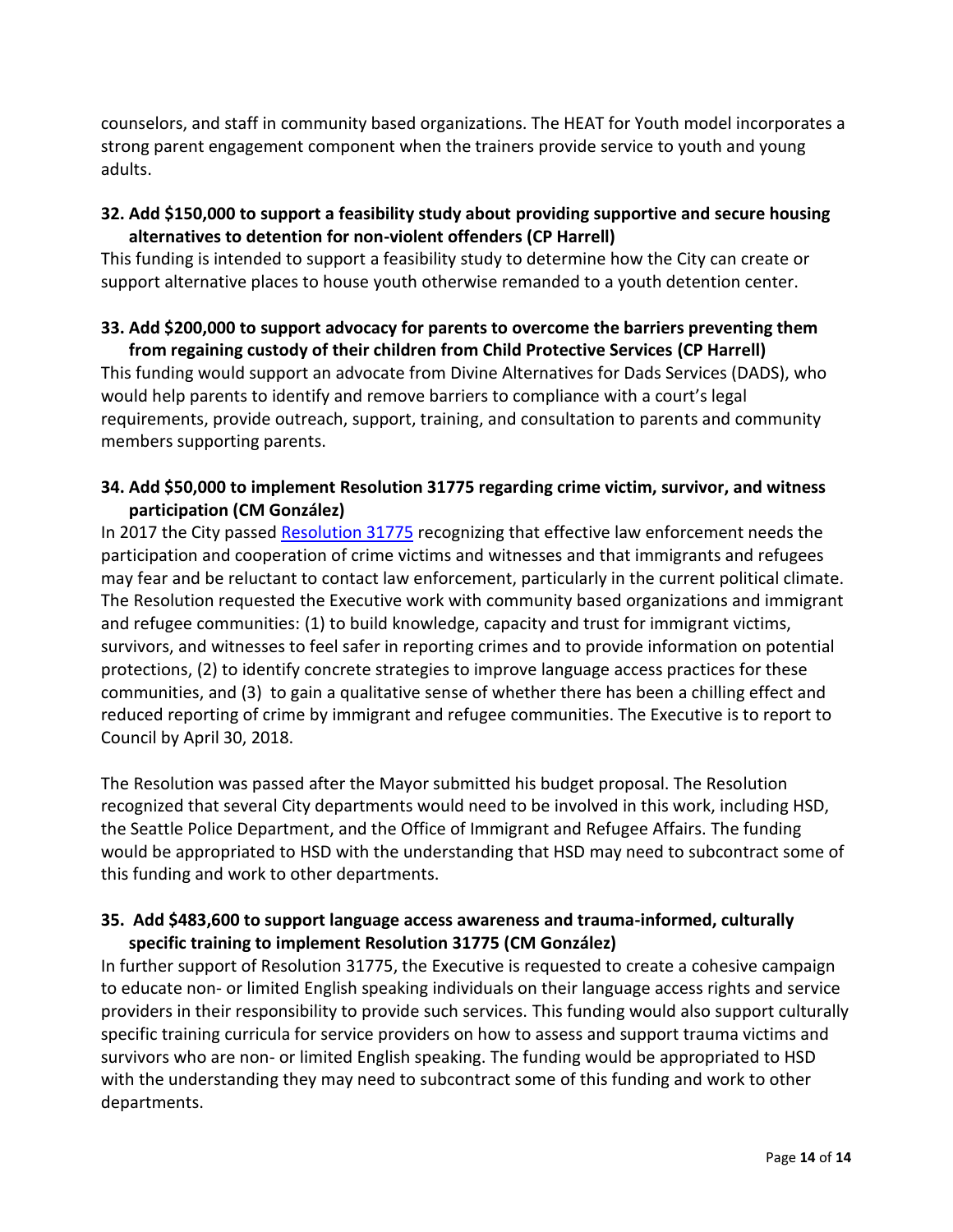counselors, and staff in community based organizations. The HEAT for Youth model incorporates a strong parent engagement component when the trainers provide service to youth and young adults.

**32. Add $150,000 to support a feasibility study about providing supportive and secure housing alternatives to detention for non-violent offenders (CP Harrell)**

This funding is intended to support a feasibility study to determine how the City can create or support alternative places to house youth otherwise remanded to a youth detention center.

**33. Add $200,000 to support advocacy for parents to overcome the barriers preventing them from regaining custody of their children from Child Protective Services (CP Harrell)**

This funding would support an advocate from Divine Alternatives for Dads Services (DADS), who would help parents to identify and remove barriers to compliance with a court's legal requirements, provide outreach, support, training, and consultation to parents and community members supporting parents.

**34. Add $50,000 to implement Resolution 31775 regarding crime victim, survivor, and witness participation (CM González)**

In 2017 the City passed Resolution 31775 recognizing that effective law enforcement needs the participation and cooperation of crime victims and witnesses and that immigrants and refugees may fear and be reluctant to contact law enforcement, particularly in the current political climate. The Resolution requested the Executive work with community based organizations and immigrant and refugee communities: (1) to build knowledge, capacity and trust for immigrant victims, survivors, and witnesses to feel safer in reporting crimes and to provide information on potential protections, (2) to identify concrete strategies to improve language access practices for these communities, and (3) to gain a qualitative sense of whether there has been a chilling effect and reduced reporting of crime by immigrant and refugee communities. The Executive is to report to Council by April 30, 2018.

The Resolution was passed after the Mayor submitted his budget proposal. The Resolution recognized that several City departments would need to be involved in this work, including HSD, the Seattle Police Department, and the Office of Immigrant and Refugee Affairs. The funding would be appropriated to HSD with the understanding that HSD may need to subcontract some of this funding and work to other departments.

**35. Add $483,600 to support language access awareness and trauma-informed, culturally specific training to implement Resolution 31775 (CM González)**

In further support of Resolution 31775, the Executive is requested to create a cohesive campaign to educate non- or limited English speaking individuals on their language access rights and service providers in their responsibility to provide such services. This funding would also support culturally specific training curricula for service providers on how to assess and support trauma victims and survivors who are non- or limited English speaking. The funding would be appropriated to HSD with the understanding they may need to subcontract some of this funding and work to other departments.